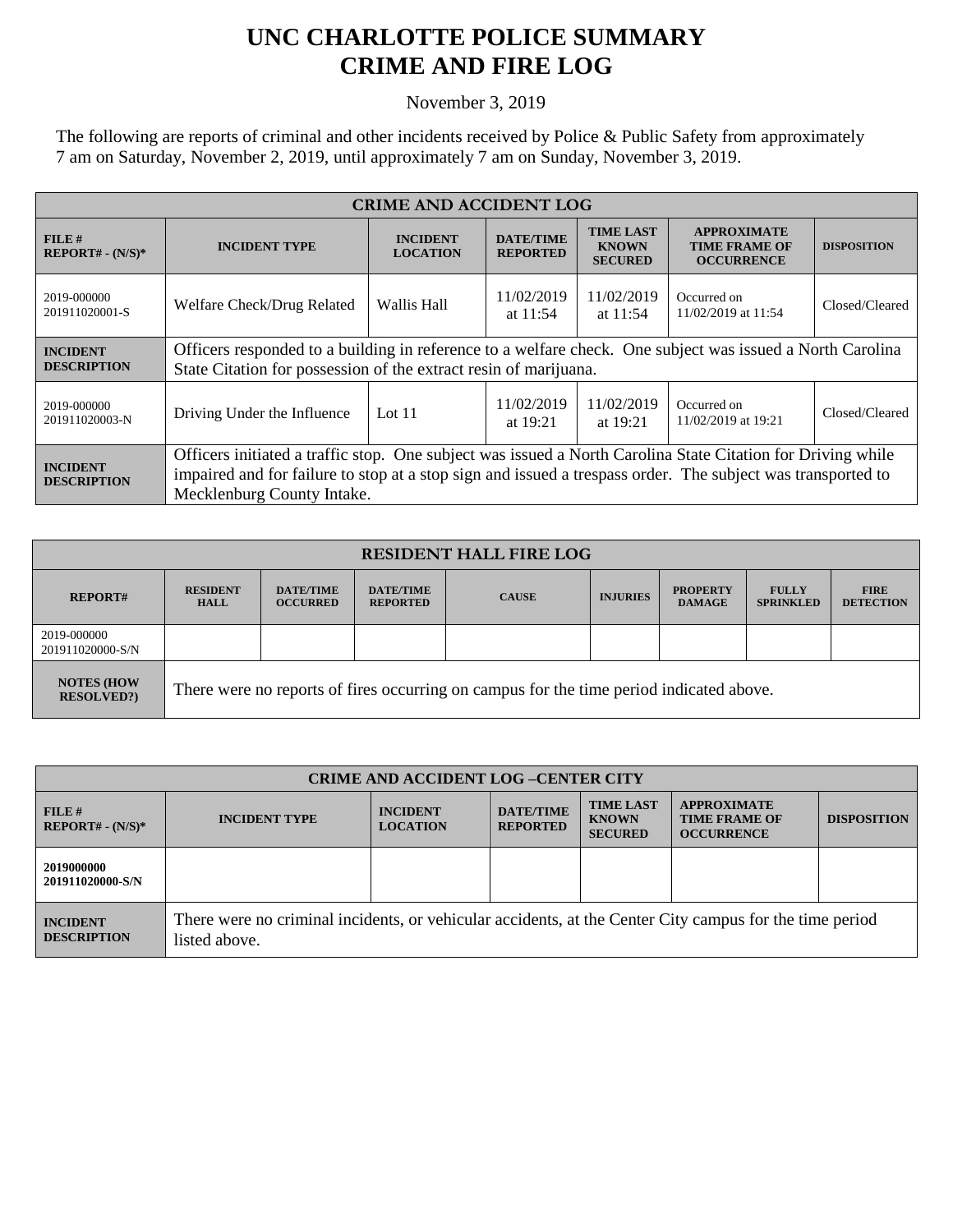# UNC CHARLOTTE POLICE SUMMARY
# CRIME AND FIRE LOG

November 3, 2019

The following are reports of criminal and other incidents received by Police & Public Safety from approximately 7 am on Saturday, November 2, 2019, until approximately 7 am on Sunday, November 3, 2019.

| CRIME AND ACCIDENT LOG | | | | | | |
|---|---|---|---|---|---|---|
| **FILE # REPORT# - (N/S)*** | **INCIDENT TYPE** | **INCIDENT LOCATION** | **DATE/TIME REPORTED** | **TIME LAST KNOWN SECURED** | **APPROXIMATE TIME FRAME OF OCCURRENCE** | **DISPOSITION** |
| 2019-000000 201911020001-S | Welfare Check/Drug Related | Wallis Hall | 11/02/2019 at 11:54 | 11/02/2019 at 11:54 | Occurred on 11/02/2019 at 11:54 | Closed/Cleared |
| **INCIDENT DESCRIPTION** | Officers responded to a building in reference to a welfare check. One subject was issued a North Carolina State Citation for possession of the extract resin of marijuana. | | | | | |
| 2019-000000 201911020003-N | Driving Under the Influence | Lot 11 | 11/02/2019 at 19:21 | 11/02/2019 at 19:21 | Occurred on 11/02/2019 at 19:21 | Closed/Cleared |
| **INCIDENT DESCRIPTION** | Officers initiated a traffic stop. One subject was issued a North Carolina State Citation for Driving while impaired and for failure to stop at a stop sign and issued a trespass order. The subject was transported to Mecklenburg County Intake. | | | | | |

| RESIDENT HALL FIRE LOG | | | | | | | | |
|---|---|---|---|---|---|---|---|---|
| **REPORT#** | **RESIDENT HALL** | **DATE/TIME OCCURRED** | **DATE/TIME REPORTED** | **CAUSE** | **INJURIES** | **PROPERTY DAMAGE** | **FULLY SPRINKLED** | **FIRE DETECTION** |
| 2019-000000 201911020000-S/N | | | | | | | | |
| **NOTES (HOW RESOLVED?)** | There were no reports of fires occurring on campus for the time period indicated above. | | | | | | | |

| CRIME AND ACCIDENT LOG –CENTER CITY | | | | | | |
|---|---|---|---|---|---|---|
| **FILE # REPORT# - (N/S)*** | **INCIDENT TYPE** | **INCIDENT LOCATION** | **DATE/TIME REPORTED** | **TIME LAST KNOWN SECURED** | **APPROXIMATE TIME FRAME OF OCCURRENCE** | **DISPOSITION** |
| **2019000000 201911020000-S/N** | | | | | | |
| **INCIDENT DESCRIPTION** | There were no criminal incidents, or vehicular accidents, at the Center City campus for the time period listed above. | | | | | |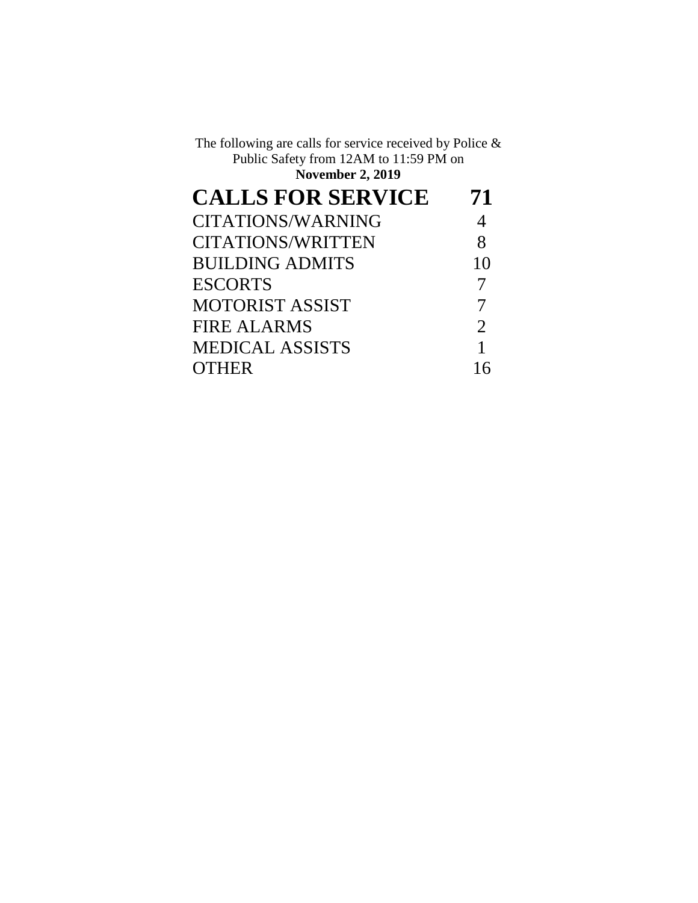The following are calls for service received by Police & Public Safety from 12AM to 11:59 PM on

**November 2, 2019**

| | |
|---|---|
| **CALLS FOR SERVICE** | **71** |
| CITATIONS/WARNING | 4 |
| CITATIONS/WRITTEN | 8 |
| BUILDING ADMITS | 10 |
| ESCORTS | 7 |
| MOTORIST ASSIST | 7 |
| FIRE ALARMS | 2 |
| MEDICAL ASSISTS | 1 |
| OTHER | 16 |